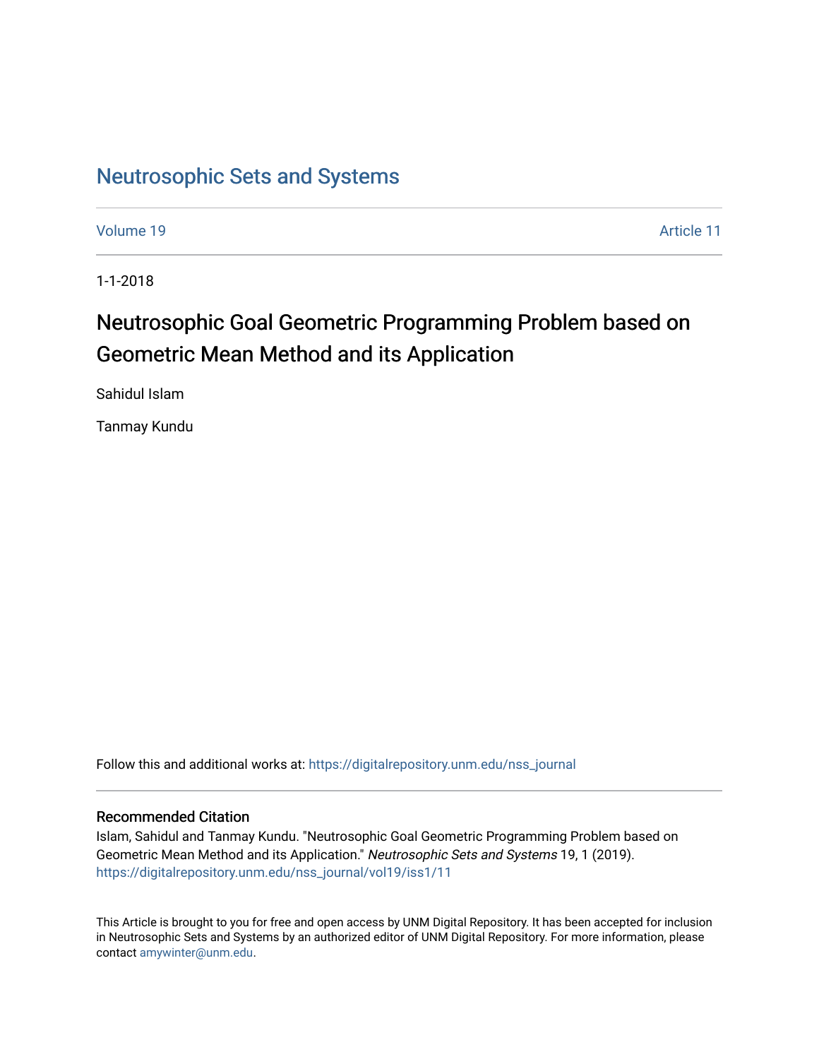# Neutrosophic Sets and Systems

Volume 19 | Article 11

1-1-2018

## Neutrosophic Goal Geometric Programming Problem based on Geometric Mean Method and its Application

Sahidul Islam

Tanmay Kundu

Follow this and additional works at: https://digitalrepository.unm.edu/nss_journal

### Recommended Citation

Islam, Sahidul and Tanmay Kundu. "Neutrosophic Goal Geometric Programming Problem based on Geometric Mean Method and its Application." *Neutrosophic Sets and Systems* 19, 1 (2019). https://digitalrepository.unm.edu/nss_journal/vol19/iss1/11

This Article is brought to you for free and open access by UNM Digital Repository. It has been accepted for inclusion in Neutrosophic Sets and Systems by an authorized editor of UNM Digital Repository. For more information, please contact amywinter@unm.edu.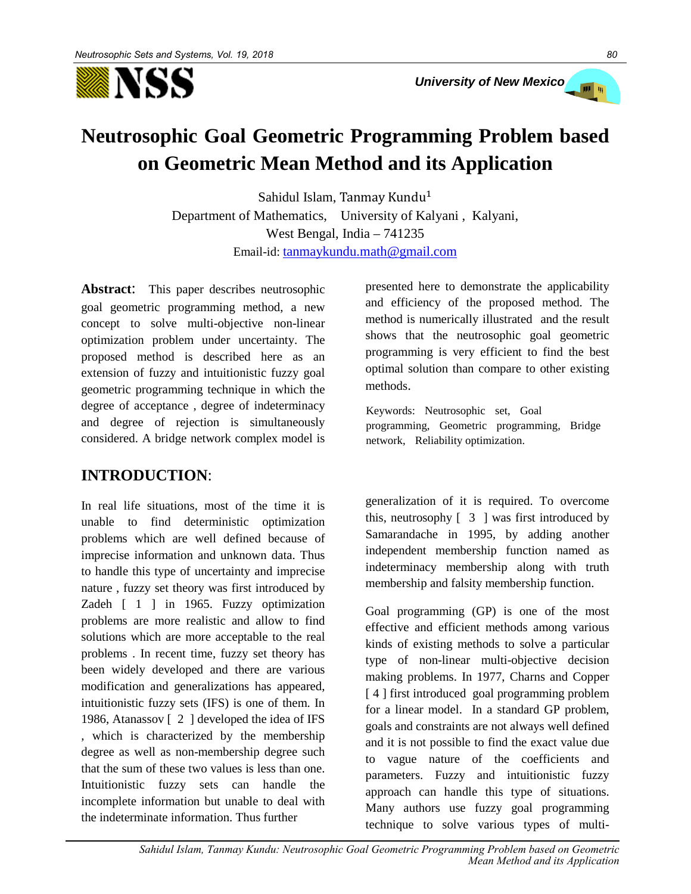# Neutrosophic Goal Geometric Programming Problem based on Geometric Mean Method and its Application

Sahidul Islam, Tanmay Kundu[1]

Department of Mathematics, University of Kalyani, Kalyani, West Bengal, India – 741235

Email-id: tanmaykundu.math@gmail.com

**Abstract**: This paper describes neutrosophic goal geometric programming method, a new concept to solve multi-objective non-linear optimization problem under uncertainty. The proposed method is described here as an extension of fuzzy and intuitionistic fuzzy goal geometric programming technique in which the degree of acceptance , degree of indeterminacy and degree of rejection is simultaneously considered. A bridge network complex model is presented here to demonstrate the applicability and efficiency of the proposed method. The method is numerically illustrated and the result shows that the neutrosophic goal geometric programming is very efficient to find the best optimal solution than compare to other existing methods.

Keywords: Neutrosophic set, Goal programming, Geometric programming, Bridge network, Reliability optimization.

## INTRODUCTION:

In real life situations, most of the time it is unable to find deterministic optimization problems which are well defined because of imprecise information and unknown data. Thus to handle this type of uncertainty and imprecise nature , fuzzy set theory was first introduced by Zadeh [ 1 ] in 1965. Fuzzy optimization problems are more realistic and allow to find solutions which are more acceptable to the real problems . In recent time, fuzzy set theory has been widely developed and there are various modification and generalizations has appeared, intuitionistic fuzzy sets (IFS) is one of them. In 1986, Atanassov [ 2 ] developed the idea of IFS , which is characterized by the membership degree as well as non-membership degree such that the sum of these two values is less than one. Intuitionistic fuzzy sets can handle the incomplete information but unable to deal with the indeterminate information. Thus further generalization of it is required. To overcome this, neutrosophy [ 3 ] was first introduced by Samarandache in 1995, by adding another independent membership function named as indeterminacy membership along with truth membership and falsity membership function.

Goal programming (GP) is one of the most effective and efficient methods among various kinds of existing methods to solve a particular type of non-linear multi-objective decision making problems. In 1977, Charns and Copper [ 4 ] first introduced goal programming problem for a linear model. In a standard GP problem, goals and constraints are not always well defined and it is not possible to find the exact value due to vague nature of the coefficients and parameters. Fuzzy and intuitionistic fuzzy approach can handle this type of situations. Many authors use fuzzy goal programming technique to solve various types of multi-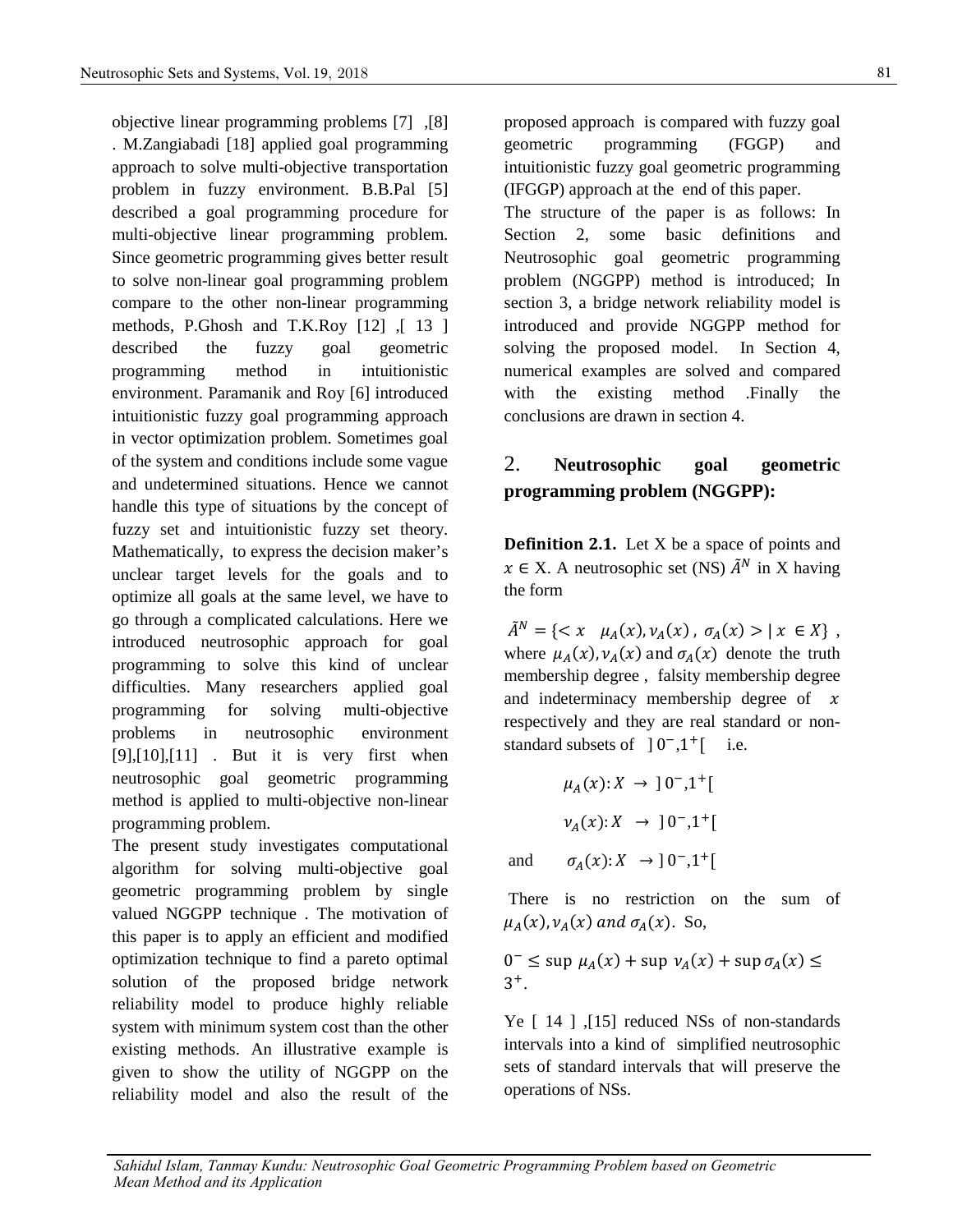objective linear programming problems [7] ,[8] . M.Zangiabadi [18] applied goal programming approach to solve multi-objective transportation problem in fuzzy environment. B.B.Pal [5] described a goal programming procedure for multi-objective linear programming problem. Since geometric programming gives better result to solve non-linear goal programming problem compare to the other non-linear programming methods, P.Ghosh and T.K.Roy [12] ,[ 13 ] described the fuzzy goal geometric programming method in intuitionistic environment. Paramanik and Roy [6] introduced intuitionistic fuzzy goal programming approach in vector optimization problem. Sometimes goal of the system and conditions include some vague and undetermined situations. Hence we cannot handle this type of situations by the concept of fuzzy set and intuitionistic fuzzy set theory. Mathematically, to express the decision maker's unclear target levels for the goals and to optimize all goals at the same level, we have to go through a complicated calculations. Here we introduced neutrosophic approach for goal programming to solve this kind of unclear difficulties. Many researchers applied goal programming for solving multi-objective problems in neutrosophic environment [9],[10],[11] . But it is very first when neutrosophic goal geometric programming method is applied to multi-objective non-linear programming problem.

The present study investigates computational algorithm for solving multi-objective goal geometric programming problem by single valued NGGPP technique . The motivation of this paper is to apply an efficient and modified optimization technique to find a pareto optimal solution of the proposed bridge network reliability model to produce highly reliable system with minimum system cost than the other existing methods. An illustrative example is given to show the utility of NGGPP on the reliability model and also the result of the proposed approach is compared with fuzzy goal geometric programming (FGGP) and intuitionistic fuzzy goal geometric programming (IFGGP) approach at the end of this paper.

The structure of the paper is as follows: In Section 2, some basic definitions and Neutrosophic goal geometric programming problem (NGGPP) method is introduced; In section 3, a bridge network reliability model is introduced and provide NGGPP method for solving the proposed model. In Section 4, numerical examples are solved and compared with the existing method .Finally the conclusions are drawn in section 4.

## 2. Neutrosophic goal geometric programming problem (NGGPP):

**Definition 2.1.** Let X be a space of points and $x \in$ X. A neutrosophic set (NS) $\tilde{A}^N$ in X having the form

$\tilde{A}^N = \{< x \quad \mu_A(x), \nu_A(x)\,,\ \sigma_A(x) > |\ x\ \in X\}$ , where $\mu_A(x), \nu_A(x)$ and $\sigma_A(x)$ denote the truth membership degree , falsity membership degree and indeterminacy membership degree of $x$ respectively and they are real standard or non-standard subsets of $]\,0^-, 1^+[$ i.e.

$$\mu_A(x): X \;\rightarrow\; ]\,0^-, 1^+[$$

$$\nu_A(x): X \;\rightarrow\; ]\,0^-, 1^+[$$

and $\quad \sigma_A(x): X \;\rightarrow ]\,0^-, 1^+[$

There is no restriction on the sum of $\mu_A(x), \nu_A(x)\ and\ \sigma_A(x)$. So,

$0^- \leq \sup\, \mu_A(x) + \sup\, \nu_A(x) + \sup \sigma_A(x) \leq 3^+$.

Ye [ 14 ] ,[15] reduced NSs of non-standards intervals into a kind of simplified neutrosophic sets of standard intervals that will preserve the operations of NSs.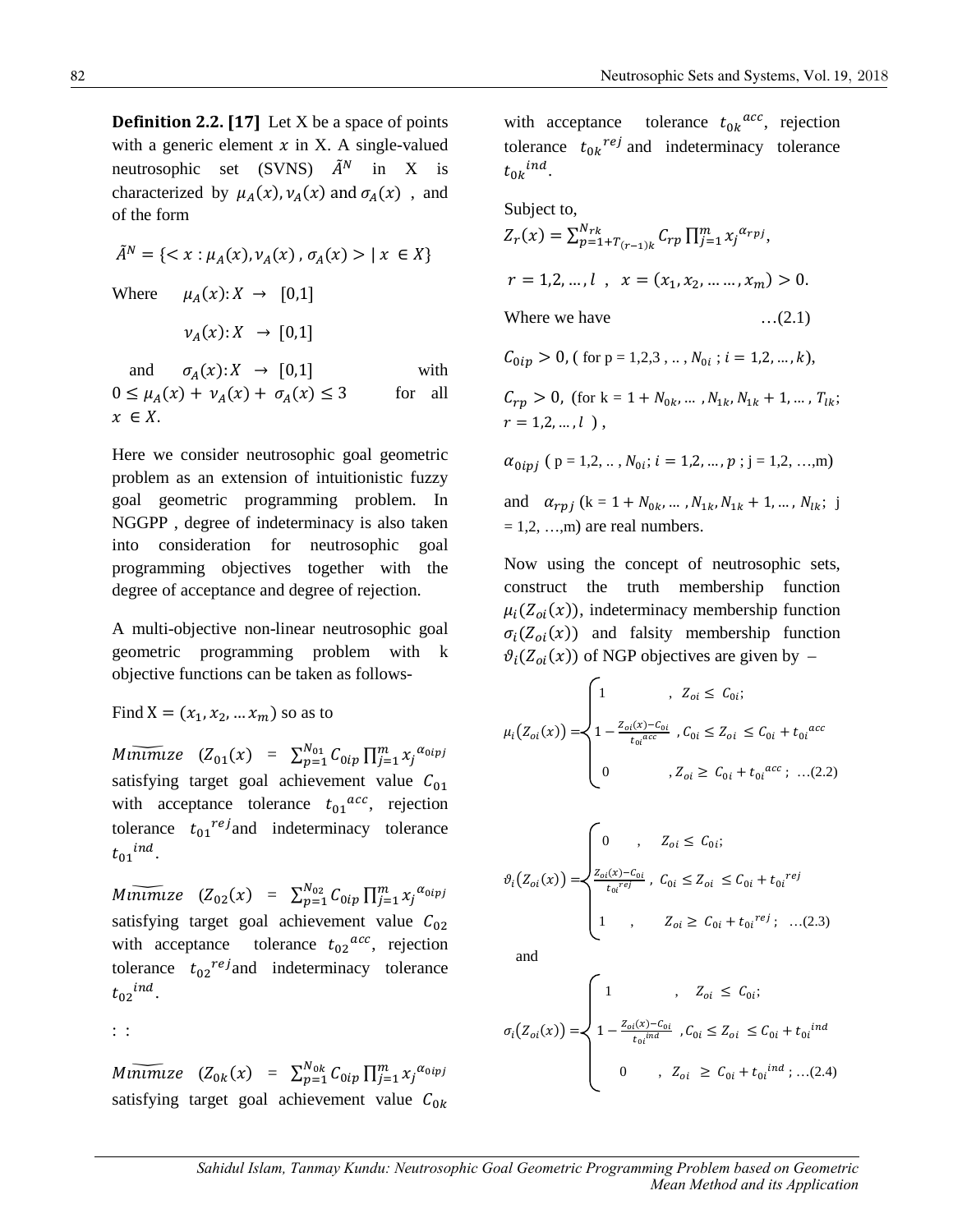**Definition 2.2. [17]** Let X be a space of points with a generic element $x$ in X. A single-valued neutrosophic set (SVNS) $\tilde{A}^N$ in X is characterized by $\mu_A(x), \nu_A(x)$ and $\sigma_A(x)$ , and of the form

$$\tilde{A}^N = \{< x : \mu_A(x), \nu_A(x) , \sigma_A(x) > | \ x \in X\}$$

Where $\mu_A(x): X \rightarrow [0,1]$

$\nu_A(x): X \rightarrow [0,1]$

and $\sigma_A(x): X \rightarrow [0,1]$ with $0 \leq \mu_A(x) + \nu_A(x) + \sigma_A(x) \leq 3$ for all $x \in X$.

Here we consider neutrosophic goal geometric problem as an extension of intuitionistic fuzzy goal geometric programming problem. In NGGPP , degree of indeterminacy is also taken into consideration for neutrosophic goal programming objectives together with the degree of acceptance and degree of rejection.

A multi-objective non-linear neutrosophic goal geometric programming problem with k objective functions can be taken as follows-

Find $X = (x_1, x_2, \ldots x_m)$ so as to

$\widetilde{Minimize}$ $(Z_{01}(x) = \sum_{p=1}^{N_{01}} C_{0ip} \prod_{j=1}^{m} x_j^{\alpha_{0ipj}}$ satisfying target goal achievement value $C_{01}$ with acceptance tolerance $t_{01}{}^{acc}$, rejection tolerance $t_{01}{}^{rej}$ and indeterminacy tolerance $t_{01}{}^{ind}$.

$\widetilde{Minimize}$ $(Z_{02}(x) = \sum_{p=1}^{N_{02}} C_{0ip} \prod_{j=1}^{m} x_j^{\alpha_{0ipj}}$ satisfying target goal achievement value $C_{02}$ with acceptance tolerance $t_{02}{}^{acc}$, rejection tolerance $t_{02}{}^{rej}$ and indeterminacy tolerance $t_{02}{}^{ind}$.

: :

$\widetilde{Minimize}$ $(Z_{0k}(x) = \sum_{p=1}^{N_{0k}} C_{0ip} \prod_{j=1}^{m} x_j^{\alpha_{0ipj}}$ satisfying target goal achievement value $C_{0k}$ with acceptance tolerance $t_{0k}{}^{acc}$, rejection tolerance $t_{0k}{}^{rej}$ and indeterminacy tolerance $t_{0k}{}^{ind}$.

Subject to,

$Z_r(x) = \sum_{p=1+T_{(r-1)k}}^{N_{rk}} C_{rp} \prod_{j=1}^{m} x_j^{\alpha_{rpj}}$,

$r = 1,2, \ldots, l$ , $x = (x_1, x_2, \ldots \ldots, x_m) > 0$.

Where we have …(2.1)

$C_{0ip} > 0$, ( for p = 1,2,3 , .. , $N_{0i}$ ; $i = 1,2, \ldots, k$),

$C_{rp} > 0$, (for k = $1 + N_{0k}, \ldots , N_{1k}, N_{1k} + 1, \ldots , T_{lk}$; $r = 1,2, \ldots, l$ ) ,

$\alpha_{0ipj}$ ( p = 1,2, .. , $N_{0i}$; $i = 1,2, \ldots, p$ ; j = 1,2, …,m)

and $\alpha_{rpj}$ (k = $1 + N_{0k}, \ldots , N_{1k}, N_{1k} + 1, \ldots , N_{lk}$; j = 1,2, …,m) are real numbers.

Now using the concept of neutrosophic sets, construct the truth membership function $\mu_i(Z_{oi}(x))$, indeterminacy membership function $\sigma_i(Z_{oi}(x))$ and falsity membership function $\vartheta_i(Z_{oi}(x))$ of NGP objectives are given by –

$$\mu_i(Z_{oi}(x)) = \begin{cases} 1 & , \ Z_{oi} \leq C_{0i}; \\ 1 - \frac{Z_{oi}(x) - C_{0i}}{t_{oi}{}^{acc}} & , C_{0i} \leq Z_{oi} \leq C_{0i} + t_{0i}{}^{acc} \\ 0 & , Z_{oi} \geq C_{0i} + t_{0i}{}^{acc} ; \end{cases} \quad \ldots(2.2)$$

$$\vartheta_i(Z_{oi}(x)) = \begin{cases} 0 & , \ Z_{oi} \leq C_{0i}; \\ \frac{Z_{oi}(x) - C_{0i}}{t_{0i}{}^{rej}} & , \ C_{0i} \leq Z_{oi} \leq C_{0i} + t_{0i}{}^{rej} \\ 1 & , \ Z_{oi} \geq C_{0i} + t_{0i}{}^{rej} ; \end{cases} \quad \ldots(2.3)$$

and

$$\sigma_i(Z_{oi}(x)) = \begin{cases} 1 & , \ Z_{oi} \leq C_{0i}; \\ 1 - \frac{Z_{oi}(x) - C_{0i}}{t_{oi}{}^{ind}} & , C_{0i} \leq Z_{oi} \leq C_{0i} + t_{0i}{}^{ind} \\ 0 & , \ Z_{oi} \geq C_{0i} + t_{0i}{}^{ind} ; \end{cases} \quad \ldots(2.4)$$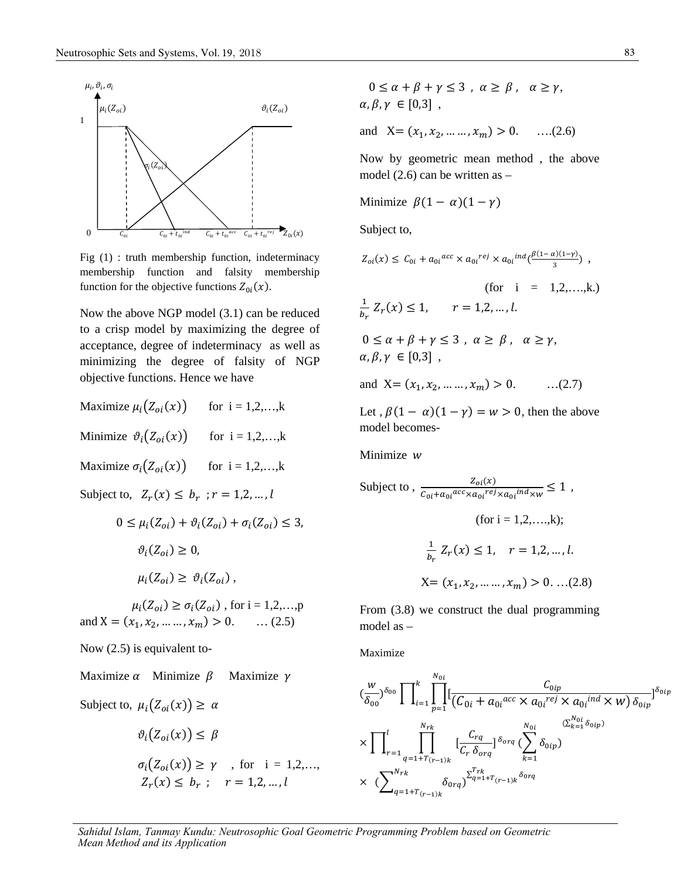Fig (1) : truth membership function, indeterminacy membership function and falsity membership function for the objective functions $Z_{0i}(x)$.

Now the above NGP model (3.1) can be reduced to a crisp model by maximizing the degree of acceptance, degree of indeterminacy as well as minimizing the degree of falsity of NGP objective functions. Hence we have

Maximize $\mu_i\big(Z_{oi}(x)\big)$ for i = 1,2,…,k

Minimize $\vartheta_i\big(Z_{oi}(x)\big)$ for i = 1,2,…,k

Maximize $\sigma_i\big(Z_{oi}(x)\big)$ for i = 1,2,…,k

Subject to, $Z_r(x) \le b_r$ ; $r = 1,2,\dots,l$

$$0 \le \mu_i(Z_{oi}) + \vartheta_i(Z_{oi}) + \sigma_i(Z_{oi}) \le 3,$$

$$\vartheta_i(Z_{oi}) \ge 0,$$

$$\mu_i(Z_{oi}) \ge \vartheta_i(Z_{oi}),$$

$\mu_i(Z_{oi}) \ge \sigma_i(Z_{oi})$ , for i = 1,2,…,p

and $X = (x_1, x_2, \dots\dots, x_m) > 0.$ … (2.5)

Now (2.5) is equivalent to-

Maximize $\alpha$ Minimize $\beta$ Maximize $\gamma$

Subject to, $\mu_i\big(Z_{oi}(x)\big) \ge \alpha$

$\vartheta_i\big(Z_{oi}(x)\big) \le \beta$

$\sigma_i\big(Z_{oi}(x)\big) \ge \gamma$ , for i = 1,2,…,

$Z_r(x) \le b_r$ ; $r = 1,2,\dots,l$

$0 \le \alpha + \beta + \gamma \le 3$ , $\alpha \ge \beta$ , $\alpha \ge \gamma$, $\alpha, \beta, \gamma \in [0,3]$ ,

and $X = (x_1, x_2, \dots\dots, x_m) > 0.$ ….(2.6)

Now by geometric mean method , the above model (2.6) can be written as –

Minimize $\beta(1-\alpha)(1-\gamma)$

Subject to,

$Z_{oi}(x) \le C_{0i} + a_{0i}{}^{acc} \times a_{0i}{}^{rej} \times a_{0i}{}^{ind}\left(\frac{\beta(1-\alpha)(1-\gamma)}{3}\right)$ ,

(for i = 1,2,….,k.)

$\frac{1}{b_r} Z_r(x) \le 1, \quad r = 1,2,\dots,l.$

$0 \le \alpha + \beta + \gamma \le 3$ , $\alpha \ge \beta$ , $\alpha \ge \gamma$, $\alpha, \beta, \gamma \in [0,3]$ ,

and $X = (x_1, x_2, \dots\dots, x_m) > 0.$ …(2.7)

Let , $\beta(1-\alpha)(1-\gamma) = w > 0$, then the above model becomes-

Minimize $w$

Subject to , $\frac{Z_{oi}(x)}{C_{0i} + a_{0i}{}^{acc} \times a_{0i}{}^{rej} \times a_{0i}{}^{ind} \times w} \le 1$ ,

(for i = 1,2,….,k);

$\frac{1}{b_r} Z_r(x) \le 1, \quad r = 1,2,\dots,l.$

$X = (x_1, x_2, \dots\dots, x_m) > 0.$ …(2.8)

From (3.8) we construct the dual programming model as –

Maximize

$$\left(\frac{w}{\delta_{00}}\right)^{\delta_{00}} \prod_{i=1}^{k} \prod_{p=1}^{N_{0i}} \left[\frac{C_{0ip}}{\left(C_{0i} + a_{0i}{}^{acc} \times a_{0i}{}^{rej} \times a_{0i}{}^{ind} \times w\right)\delta_{0ip}}\right]^{\delta_{0ip}} \times \prod_{r=1}^{l} \prod_{q=1+T_{(r-1)k}}^{N_{rk}} \left[\frac{C_{rq}}{C_r\, \delta_{orq}}\right]^{\delta_{orq}} \left(\sum_{k=1}^{N_{0i}} \delta_{0ip}\right)^{\left(\sum_{k=1}^{N_{0i}} \delta_{0ip}\right)} \times \left(\sum_{q=1+T_{(r-1)k}}^{N_{rk}} \delta_{orq}\right)^{\sum_{q=1+T_{(r-1)k}}^{T_{rk}} \delta_{orq}}$$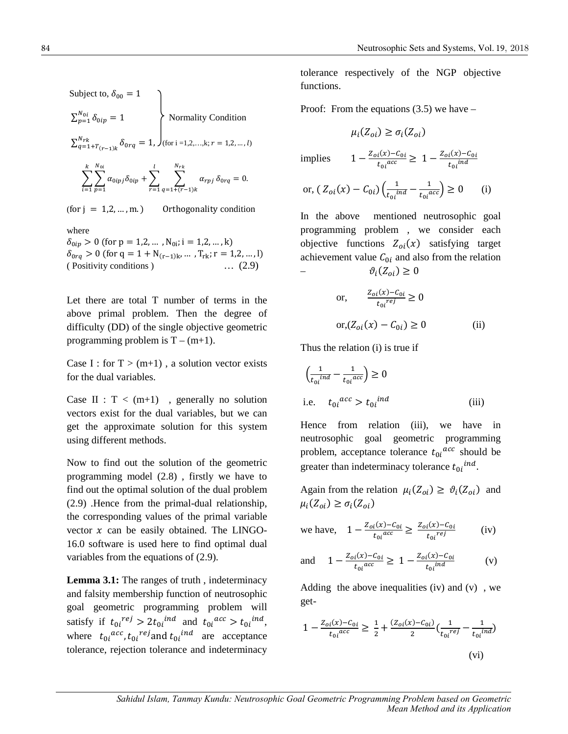Subject to, $\delta_{00} = 1$

$$\left.\begin{array}{l} \delta_{00} = 1 \\ \sum_{p=1}^{N_{0i}} \delta_{0ip} = 1 \\ \sum_{q=1+T_{(r-1)k}}^{N_{rk}} \delta_{0rq} = 1, \end{array}\right\} \text{Normality Condition (for i =1,2,…,k; } r = 1,2,\dots,l)$$

$$\sum_{i=1}^{k}\sum_{p=1}^{N_{0i}} \alpha_{0ipj}\delta_{0ip} + \sum_{r=1}^{l}\sum_{q=1+(r-1)k}^{N_{rk}} \alpha_{rpj}\,\delta_{0rq} = 0.$$

(for $j = 1,2,\dots,m.$) Orthogonality condition

where

$\delta_{0ip} > 0$ (for $p = 1,2,\dots,N_{0i}; i = 1,2,\dots,k$)

$\delta_{0rq} > 0$ (for $q = 1 + N_{(r-1)k},\dots,T_{rk}; r = 1,2,\dots,l$)

( Positivity conditions ) … (2.9)

Let there are total T number of terms in the above primal problem. Then the degree of difficulty (DD) of the single objective geometric programming problem is T – (m+1).

Case I : for T > (m+1) , a solution vector exists for the dual variables.

Case II : T < (m+1) , generally no solution vectors exist for the dual variables, but we can get the approximate solution for this system using different methods.

Now to find out the solution of the geometric programming model (2.8) , firstly we have to find out the optimal solution of the dual problem (2.9) .Hence from the primal-dual relationship, the corresponding values of the primal variable vector $x$ can be easily obtained. The LINGO-16.0 software is used here to find optimal dual variables from the equations of (2.9).

**Lemma 3.1:** The ranges of truth , indeterminacy and falsity membership function of neutrosophic goal geometric programming problem will satisfy if $t_{0i}^{rej} > 2t_{0i}^{ind}$ and $t_{0i}^{acc} > t_{0i}^{ind}$, where $t_{0i}^{acc}, t_{0i}^{rej}$ and $t_{0i}^{ind}$ are acceptance tolerance, rejection tolerance and indeterminacy tolerance respectively of the NGP objective functions.

Proof: From the equations (3.5) we have –

$$\mu_i(Z_{oi}) \geq \sigma_i(Z_{oi})$$

implies $\quad 1 - \frac{Z_{oi}(x) - C_{0i}}{t_{0i}^{acc}} \geq 1 - \frac{Z_{oi}(x) - C_{0i}}{t_{0i}^{ind}}$

or, $(Z_{oi}(x) - C_{0i})\left(\frac{1}{t_{0i}^{ind}} - \frac{1}{t_{0i}^{acc}}\right) \geq 0$ (i)

In the above mentioned neutrosophic goal programming problem , we consider each objective functions $Z_{oi}(x)$ satisfying target achievement value $C_{0i}$ and also from the relation – $\vartheta_i(Z_{oi}) \geq 0$

or, $\frac{Z_{oi}(x) - C_{0i}}{t_{0i}^{rej}} \geq 0$

or, $(Z_{oi}(x) - C_{0i}) \geq 0$ (ii)

Thus the relation (i) is true if

$$\left(\frac{1}{t_{0i}^{ind}} - \frac{1}{t_{0i}^{acc}}\right) \geq 0$$

i.e. $\quad t_{0i}^{acc} > t_{0i}^{ind}$ (iii)

Hence from relation (iii), we have in neutrosophic goal geometric programming problem, acceptance tolerance $t_{0i}^{acc}$ should be greater than indeterminacy tolerance $t_{0i}^{ind}$.

Again from the relation $\mu_i(Z_{oi}) \geq \vartheta_i(Z_{oi})$ and $\mu_i(Z_{oi}) \geq \sigma_i(Z_{oi})$

we have, $\quad 1 - \frac{Z_{oi}(x) - C_{0i}}{t_{0i}^{acc}} \geq \frac{Z_{oi}(x) - C_{0i}}{t_{0i}^{rej}}$ (iv)

and $\quad 1 - \frac{Z_{oi}(x) - C_{0i}}{t_{0i}^{acc}} \geq 1 - \frac{Z_{oi}(x) - C_{0i}}{t_{0i}^{ind}}$ (v)

Adding the above inequalities (iv) and (v) , we get-

$$1 - \frac{Z_{oi}(x) - C_{0i}}{t_{0i}^{acc}} \geq \frac{1}{2} + \frac{(Z_{oi}(x) - C_{0i})}{2}\left(\frac{1}{t_{0i}^{rej}} - \frac{1}{t_{0i}^{ind}}\right)$$

(vi)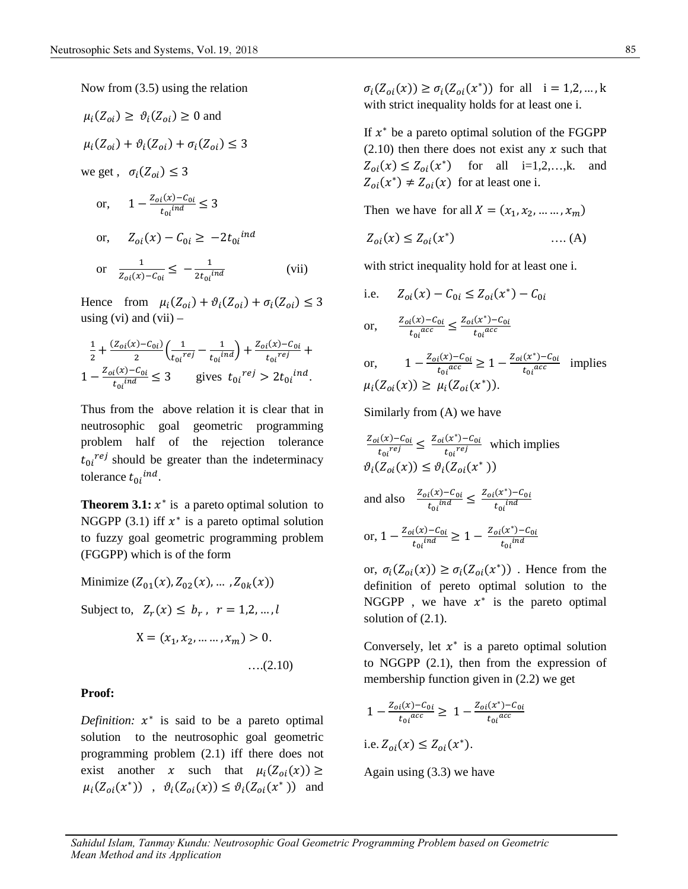Now from (3.5) using the relation

$\mu_i(Z_{oi}) \geq \vartheta_i(Z_{oi}) \geq 0$ and

$\mu_i(Z_{oi}) + \vartheta_i(Z_{oi}) + \sigma_i(Z_{oi}) \leq 3$

we get , $\sigma_i(Z_{oi}) \leq 3$

or, $\quad 1 - \frac{Z_{oi}(x) - C_{0i}}{t_{0i}{}^{ind}} \leq 3$

or, $\quad Z_{oi}(x) - C_{0i} \geq -2t_{0i}{}^{ind}$

or $\quad \frac{1}{Z_{oi}(x) - C_{0i}} \leq -\frac{1}{2t_{0i}{}^{ind}}$ (vii)

Hence from $\mu_i(Z_{oi}) + \vartheta_i(Z_{oi}) + \sigma_i(Z_{oi}) \leq 3$ using (vi) and (vii) –

$\frac{1}{2} + \frac{(Z_{oi}(x) - C_{0i})}{2}\left(\frac{1}{t_{0i}{}^{rej}} - \frac{1}{t_{0i}{}^{ind}}\right) + \frac{Z_{oi}(x) - C_{0i}}{t_{0i}{}^{rej}} + 1 - \frac{Z_{oi}(x) - C_{0i}}{t_{0i}{}^{ind}} \leq 3$ gives $t_{0i}{}^{rej} > 2t_{0i}{}^{ind}$.

Thus from the above relation it is clear that in neutrosophic goal geometric programming problem half of the rejection tolerance $t_{0i}{}^{rej}$ should be greater than the indeterminacy tolerance $t_{0i}{}^{ind}$.

**Theorem 3.1:** $x^*$ is a pareto optimal solution to NGGPP (3.1) iff $x^*$ is a pareto optimal solution to fuzzy goal geometric programming problem (FGGPP) which is of the form

Minimize $(Z_{01}(x), Z_{02}(x), \ldots, Z_{0k}(x))$

Subject to, $\quad Z_r(x) \leq b_r, \quad r = 1,2,\ldots,l$

$$X = (x_1, x_2, \ldots \ldots, x_m) > 0. \quad \ldots.(2.10)$$

**Proof:**

*Definition:* $x^*$ is said to be a pareto optimal solution to the neutrosophic goal geometric programming problem (2.1) iff there does not exist another $x$ such that $\mu_i(Z_{oi}(x)) \geq \mu_i(Z_{oi}(x^*))$ , $\vartheta_i(Z_{oi}(x)) \leq \vartheta_i(Z_{oi}(x^*))$ and $\sigma_i(Z_{oi}(x)) \geq \sigma_i(Z_{oi}(x^*))$ for all $i = 1,2,\ldots,k$ with strict inequality holds for at least one i.

If $x^*$ be a pareto optimal solution of the FGGPP (2.10) then there does not exist any $x$ such that $Z_{oi}(x) \leq Z_{oi}(x^*)$ for all i=1,2,…,k. and $Z_{oi}(x^*) \neq Z_{oi}(x)$ for at least one i.

Then we have for all $X = (x_1, x_2, \ldots \ldots, x_m)$

$Z_{oi}(x) \leq Z_{oi}(x^*)$ …. (A)

with strict inequality hold for at least one i.

i.e. $\quad Z_{oi}(x) - C_{0i} \leq Z_{oi}(x^*) - C_{0i}$

or, $\quad \frac{Z_{oi}(x) - C_{0i}}{t_{0i}{}^{acc}} \leq \frac{Z_{oi}(x^*) - C_{0i}}{t_{0i}{}^{acc}}$

or, $\quad 1 - \frac{Z_{oi}(x) - C_{0i}}{t_{0i}{}^{acc}} \geq 1 - \frac{Z_{oi}(x^*) - C_{0i}}{t_{0i}{}^{acc}}$ implies $\mu_i(Z_{oi}(x)) \geq \mu_i(Z_{oi}(x^*))$.

Similarly from (A) we have

$\frac{Z_{oi}(x) - C_{0i}}{t_{0i}{}^{rej}} \leq \frac{Z_{oi}(x^*) - C_{0i}}{t_{0i}{}^{rej}}$ which implies $\vartheta_i(Z_{oi}(x)) \leq \vartheta_i(Z_{oi}(x^*))$

and also $\quad \frac{Z_{oi}(x) - C_{0i}}{t_{0i}{}^{ind}} \leq \frac{Z_{oi}(x^*) - C_{0i}}{t_{0i}{}^{ind}}$

or, $1 - \frac{Z_{oi}(x) - C_{0i}}{t_{0i}{}^{ind}} \geq 1 - \frac{Z_{oi}(x^*) - C_{0i}}{t_{0i}{}^{ind}}$

or, $\sigma_i(Z_{oi}(x)) \geq \sigma_i(Z_{oi}(x^*))$ . Hence from the definition of pereto optimal solution to the NGGPP , we have $x^*$ is the pareto optimal solution of (2.1).

Conversely, let $x^*$ is a pareto optimal solution to NGGPP (2.1), then from the expression of membership function given in (2.2) we get

$$1 - \frac{Z_{oi}(x) - C_{0i}}{t_{0i}{}^{acc}} \geq 1 - \frac{Z_{oi}(x^*) - C_{0i}}{t_{0i}{}^{acc}}$$

i.e. $Z_{oi}(x) \leq Z_{oi}(x^*)$.

Again using (3.3) we have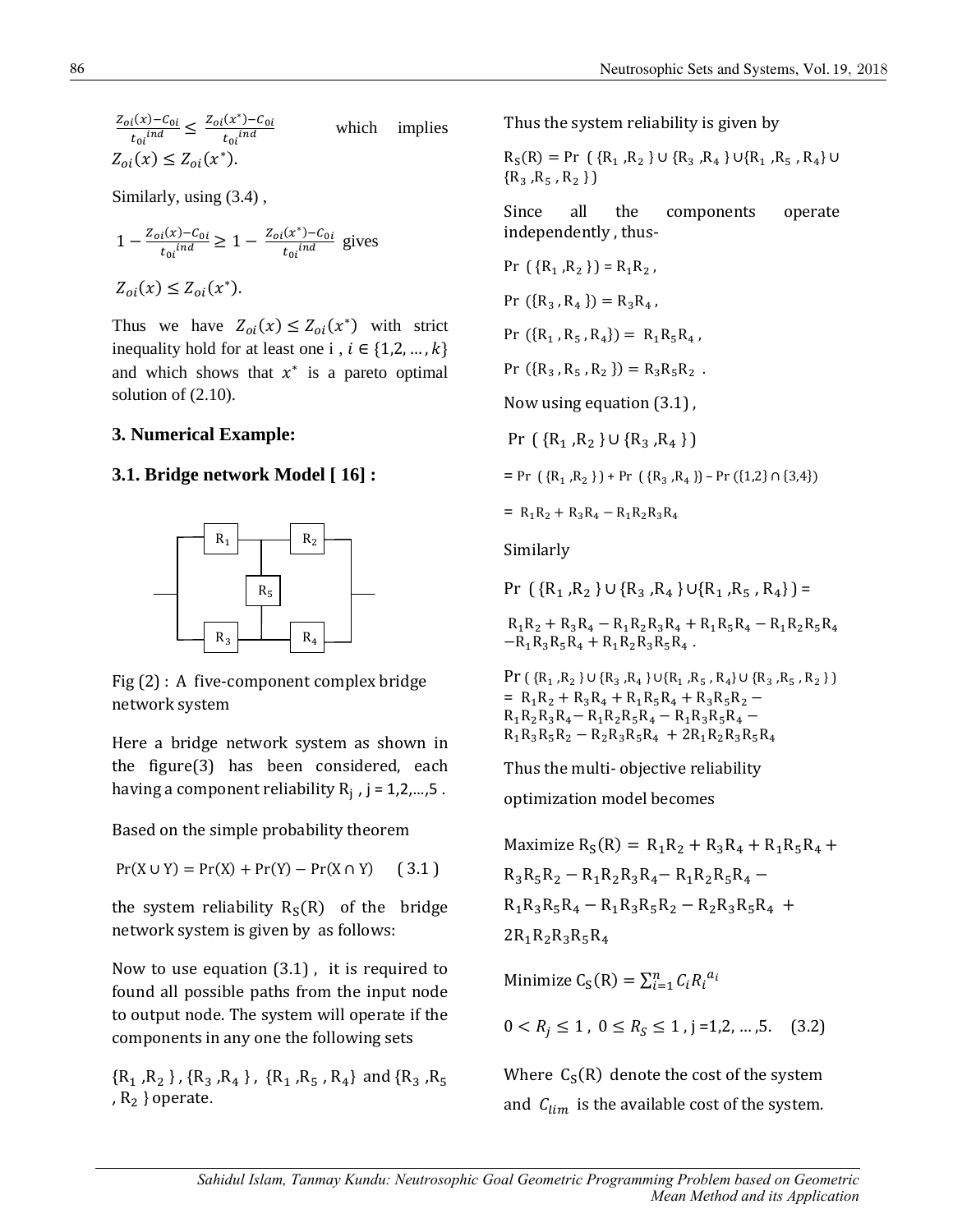$\frac{Z_{oi}(x)-C_{0i}}{t_{0i}^{ind}} \leq \frac{Z_{oi}(x^*)-C_{0i}}{t_{0i}^{ind}}$ which implies $Z_{oi}(x) \leq Z_{oi}(x^*)$.

Similarly, using (3.4) ,

$1 - \frac{Z_{oi}(x)-C_{0i}}{t_{0i}^{ind}} \geq 1 - \frac{Z_{oi}(x^*)-C_{0i}}{t_{0i}^{ind}}$ gives

$Z_{oi}(x) \leq Z_{oi}(x^*)$.

Thus we have $Z_{oi}(x) \leq Z_{oi}(x^*)$ with strict inequality hold for at least one i , $i \in \{1,2,\ldots,k\}$ and which shows that $x^*$ is a pareto optimal solution of (2.10).

## 3. Numerical Example:

### 3.1. Bridge network Model [ 16] :

Fig (2) : A five-component complex bridge network system

Here a bridge network system as shown in the figure(3) has been considered, each having a component reliability $R_j$ , j = 1,2,...,5 .

Based on the simple probability theorem

$$\Pr(X \cup Y) = \Pr(X) + \Pr(Y) - \Pr(X \cap Y) \qquad (3.1)$$

the system reliability $R_S(R)$ of the bridge network system is given by as follows:

Now to use equation (3.1) , it is required to found all possible paths from the input node to output node. The system will operate if the components in any one the following sets

$\{R_1, R_2\}$ , $\{R_3, R_4\}$ , $\{R_1, R_5, R_4\}$ and $\{R_3, R_5, R_2\}$ operate.

Thus the system reliability is given by

$R_S(R) = \Pr(\{R_1, R_2\} \cup \{R_3, R_4\} \cup \{R_1, R_5, R_4\} \cup \{R_3, R_5, R_2\})$

Since all the components operate independently , thus-

$\Pr(\{R_1, R_2\}) = R_1R_2$ ,

$\Pr(\{R_3, R_4\}) = R_3R_4$ ,

$\Pr(\{R_1, R_5, R_4\}) = R_1R_5R_4$ ,

$\Pr(\{R_3, R_5, R_2\}) = R_3R_5R_2$ .

Now using equation (3.1) ,

$\Pr(\{R_1, R_2\} \cup \{R_3, R_4\})$

$= \Pr(\{R_1, R_2\}) + \Pr(\{R_3, R_4\}) - \Pr(\{1,2\} \cap \{3,4\})$

$= R_1R_2 + R_3R_4 - R_1R_2R_3R_4$

Similarly

$\Pr(\{R_1, R_2\} \cup \{R_3, R_4\} \cup \{R_1, R_5, R_4\}) =$

$R_1R_2 + R_3R_4 - R_1R_2R_3R_4 + R_1R_5R_4 - R_1R_2R_5R_4 - R_1R_3R_5R_4 + R_1R_2R_3R_5R_4$ .

$\Pr(\{R_1, R_2\} \cup \{R_3, R_4\} \cup \{R_1, R_5, R_4\} \cup \{R_3, R_5, R_2\})$
$= R_1R_2 + R_3R_4 + R_1R_5R_4 + R_3R_5R_2 - R_1R_2R_3R_4 - R_1R_2R_5R_4 - R_1R_3R_5R_4 - R_1R_3R_5R_2 - R_2R_3R_5R_4 + 2R_1R_2R_3R_5R_4$

Thus the multi- objective reliability optimization model becomes

Maximize $R_S(R) = R_1R_2 + R_3R_4 + R_1R_5R_4 + R_3R_5R_2 - R_1R_2R_3R_4 - R_1R_2R_5R_4 - R_1R_3R_5R_4 - R_1R_3R_5R_2 - R_2R_3R_5R_4 + 2R_1R_2R_3R_5R_4$

Minimize $C_S(R) = \sum_{i=1}^{n} C_i R_i^{a_i}$

$0 < R_j \leq 1$ , $0 \leq R_S \leq 1$ , j =1,2, ... ,5. (3.2)

Where $C_S(R)$ denote the cost of the system and $C_{lim}$ is the available cost of the system.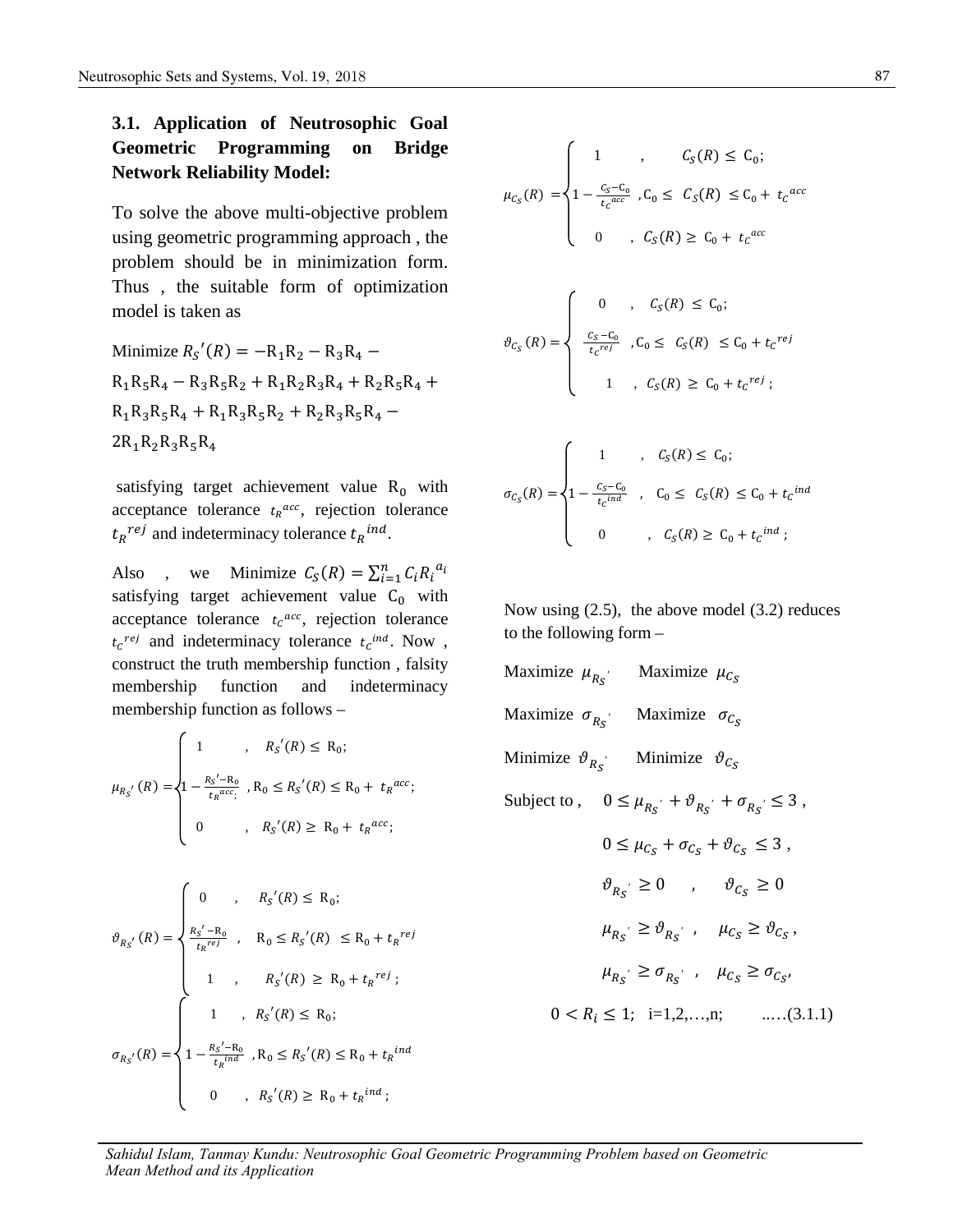### 3.1. Application of Neutrosophic Goal Geometric Programming on Bridge Network Reliability Model:

To solve the above multi-objective problem using geometric programming approach , the problem should be in minimization form. Thus , the suitable form of optimization model is taken as

Minimize $R_S{'}(R) = -R_1R_2 - R_3R_4 - R_1R_5R_4 - R_3R_5R_2 + R_1R_2R_3R_4 + R_2R_5R_4 + R_1R_3R_5R_4 + R_1R_3R_5R_2 + R_2R_3R_5R_4 - 2R_1R_2R_3R_5R_4$

satisfying target achievement value $R_0$ with acceptance tolerance $t_R{}^{acc}$, rejection tolerance $t_R{}^{rej}$ and indeterminacy tolerance $t_R{}^{ind}$.

Also , we Minimize $C_S(R) = \sum_{i=1}^{n} C_i R_i{}^{a_i}$ satisfying target achievement value $C_0$ with acceptance tolerance $t_C{}^{acc}$, rejection tolerance $t_C{}^{rej}$ and indeterminacy tolerance $t_C{}^{ind}$. Now , construct the truth membership function , falsity membership function and indeterminacy membership function as follows –

$$\mu_{R_S'}(R) = \begin{cases} 1 & , \quad R_S{'}(R) \le R_0; \\ 1 - \frac{R_S{'} - R_0}{t_R{}^{acc};} & , R_0 \le R_S{'}(R) \le R_0 + t_R{}^{acc}; \\ 0 & , \quad R_S{'}(R) \ge R_0 + t_R{}^{acc}; \end{cases}$$

$$\vartheta_{R_S'}(R) = \begin{cases} 0 & , \quad R_S{'}(R) \le R_0; \\ \frac{R_S{'} - R_0}{t_R{}^{rej}} & , \quad R_0 \le R_S{'}(R) \le R_0 + t_R{}^{rej} \\ 1 & , \quad R_S{'}(R) \ge R_0 + t_R{}^{rej}; \end{cases}$$

$$\sigma_{R_S'}(R) = \begin{cases} 1 & , \quad R_S{'}(R) \le R_0; \\ 1 - \frac{R_S{'} - R_0}{t_R{}^{ind}} & , R_0 \le R_S{'}(R) \le R_0 + t_R{}^{ind} \\ 0 & , \quad R_S{'}(R) \ge R_0 + t_R{}^{ind}; \end{cases}$$

$$\mu_{C_S}(R) = \begin{cases} 1 & , \quad C_S(R) \le C_0; \\ 1 - \frac{C_S - C_0}{t_C{}^{acc}} & , C_0 \le C_S(R) \le C_0 + t_C{}^{acc} \\ 0 & , \quad C_S(R) \ge C_0 + t_C{}^{acc} \end{cases}$$

$$\vartheta_{C_S}(R) = \begin{cases} 0 & , \quad C_S(R) \le C_0; \\ \frac{C_S - C_0}{t_C{}^{rej}} & , C_0 \le C_S(R) \le C_0 + t_C{}^{rej} \\ 1 & , \quad C_S(R) \ge C_0 + t_C{}^{rej}; \end{cases}$$

$$\sigma_{C_S}(R) = \begin{cases} 1 & , \quad C_S(R) \le C_0; \\ 1 - \frac{C_S - C_0}{t_C{}^{ind}} & , \quad C_0 \le C_S(R) \le C_0 + t_C{}^{ind} \\ 0 & , \quad C_S(R) \ge C_0 + t_C{}^{ind}; \end{cases}$$

Now using (2.5), the above model (3.2) reduces to the following form –

Maximize $\mu_{R_S{'}}$ Maximize $\mu_{C_S}$

Maximize $\sigma_{R_S{'}}$ Maximize $\sigma_{C_S}$

Minimize $\vartheta_{R_S{'}}$ Minimize $\vartheta_{C_S}$

Subject to , $0 \le \mu_{R_S{'}} + \vartheta_{R_S{'}} + \sigma_{R_S{'}} \le 3$ ,

$0 \le \mu_{C_S} + \sigma_{C_S} + \vartheta_{C_S} \le 3$ ,

$\vartheta_{R_S{'}} \ge 0$ , $\vartheta_{C_S} \ge 0$

$\mu_{R_S{'}} \ge \vartheta_{R_S{'}}$ , $\mu_{C_S} \ge \vartheta_{C_S}$ ,

$\mu_{R_S{'}} \ge \sigma_{R_S{'}}$ , $\mu_{C_S} \ge \sigma_{C_S}$,

$0 < R_i \le 1$; i=1,2,…,n; ..…(3.1.1)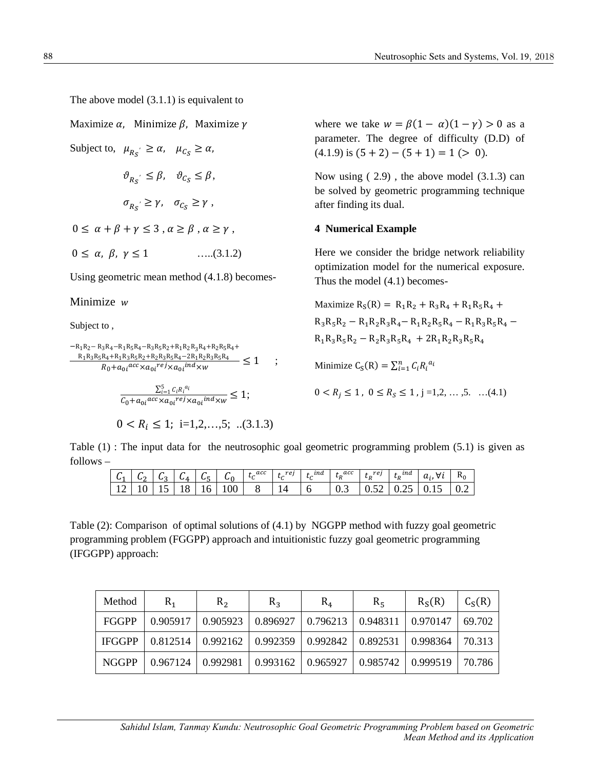The above model (3.1.1) is equivalent to

Maximize $\alpha$, Minimize $\beta$, Maximize $\gamma$

Subject to, $\mu_{R_S'} \geq \alpha$, $\mu_{C_S} \geq \alpha$,

$\vartheta_{R_S'} \leq \beta$, $\vartheta_{C_S} \leq \beta$,

$\sigma_{R_S'} \geq \gamma$, $\sigma_{C_S} \geq \gamma$ ,

$0 \leq \alpha + \beta + \gamma \leq 3$ , $\alpha \geq \beta$ , $\alpha \geq \gamma$ ,

$0 \leq \alpha, \beta, \gamma \leq 1$ …..(3.1.2)

Using geometric mean method (4.1.8) becomes-

Minimize $w$

Subject to ,

$$\frac{-R_1R_2 - R_3R_4 - R_1R_5R_4 - R_3R_5R_2 + R_1R_2R_3R_4 + R_2R_5R_4 + R_1R_3R_5R_4 + R_1R_3R_5R_2 + R_2R_3R_5R_4 - 2R_1R_2R_3R_5R_4}{R_0 + a_{0i}^{acc} \times a_{0i}^{rej} \times a_{0i}^{ind} \times w} \leq 1 \quad ;$$

$$\frac{\sum_{i=1}^{5} C_i R_i^{a_i}}{C_0 + a_{0i}^{acc} \times a_{0i}^{rej} \times a_{0i}^{ind} \times w} \leq 1;$$

$0 < R_i \leq 1$; i=1,2,…,5; ..(3.1.3)

where we take $w = \beta(1-\alpha)(1-\gamma) > 0$ as a parameter. The degree of difficulty (D.D) of (4.1.9) is $(5+2)-(5+1) = 1\ (>0)$.

Now using ( 2.9) , the above model (3.1.3) can be solved by geometric programming technique after finding its dual.

## 4 Numerical Example

Here we consider the bridge network reliability optimization model for the numerical exposure. Thus the model (4.1) becomes-

Maximize $R_S(R) = R_1R_2 + R_3R_4 + R_1R_5R_4 + R_3R_5R_2 - R_1R_2R_3R_4 - R_1R_2R_5R_4 - R_1R_3R_5R_4 - R_1R_3R_5R_2 - R_2R_3R_5R_4 + 2R_1R_2R_3R_5R_4$

Minimize $C_S(R) = \sum_{i=1}^{n} C_i R_i^{a_i}$

$0 < R_j \leq 1$ , $0 \leq R_S \leq 1$ , j =1,2, … ,5. …(4.1)

Table (1) : The input data for the neutrosophic goal geometric programming problem (5.1) is given as follows –

| $C_1$ | $C_2$ | $C_3$ | $C_4$ | $C_5$ | $C_0$ | $t_C^{acc}$ | $t_C^{rej}$ | $t_C^{ind}$ | $t_R^{acc}$ | $t_R^{rej}$ | $t_R^{ind}$ | $a_i, \forall i$ | $R_0$ |
|---|---|---|---|---|---|---|---|---|---|---|---|---|---|
| 12 | 10 | 15 | 18 | 16 | 100 | 8 | 14 | 6 | 0.3 | 0.52 | 0.25 | 0.15 | 0.2 |

Table (2): Comparison of optimal solutions of (4.1) by NGGPP method with fuzzy goal geometric programming problem (FGGPP) approach and intuitionistic fuzzy goal geometric programming (IFGGPP) approach:

| Method | $R_1$ | $R_2$ | $R_3$ | $R_4$ | $R_5$ | $R_S(R)$ | $C_S(R)$ |
|---|---|---|---|---|---|---|---|
| FGGPP | 0.905917 | 0.905923 | 0.896927 | 0.796213 | 0.948311 | 0.970147 | 69.702 |
| IFGGPP | 0.812514 | 0.992162 | 0.992359 | 0.992842 | 0.892531 | 0.998364 | 70.313 |
| NGGPP | 0.967124 | 0.992981 | 0.993162 | 0.965927 | 0.985742 | 0.999519 | 70.786 |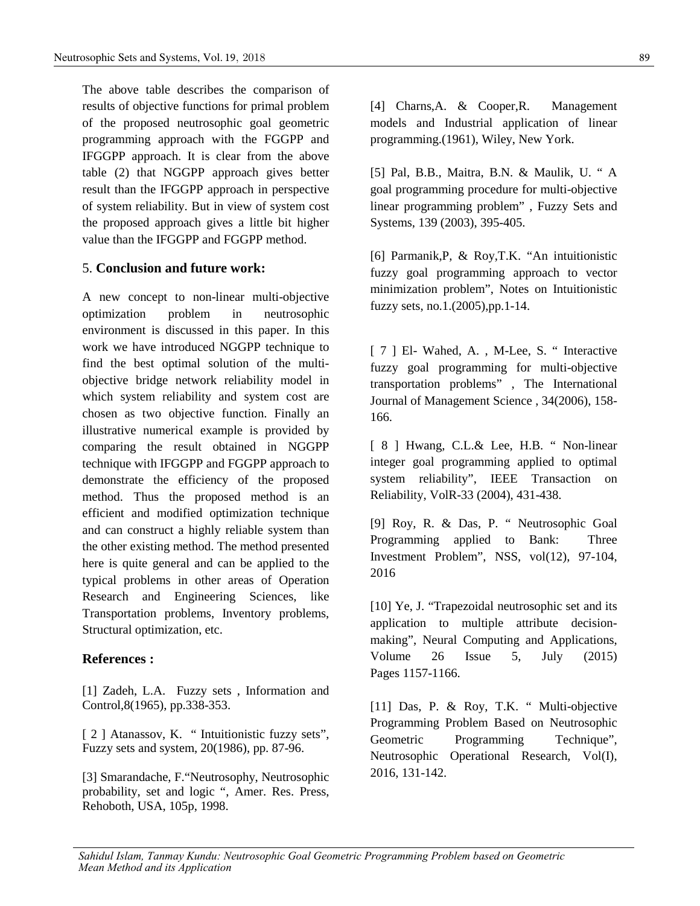The above table describes the comparison of results of objective functions for primal problem of the proposed neutrosophic goal geometric programming approach with the FGGPP and IFGGPP approach. It is clear from the above table (2) that NGGPP approach gives better result than the IFGGPP approach in perspective of system reliability. But in view of system cost the proposed approach gives a little bit higher value than the IFGGPP and FGGPP method.

## 5. **Conclusion and future work:**

A new concept to non-linear multi-objective optimization problem in neutrosophic environment is discussed in this paper. In this work we have introduced NGGPP technique to find the best optimal solution of the multi-objective bridge network reliability model in which system reliability and system cost are chosen as two objective function. Finally an illustrative numerical example is provided by comparing the result obtained in NGGPP technique with IFGGPP and FGGPP approach to demonstrate the efficiency of the proposed method. Thus the proposed method is an efficient and modified optimization technique and can construct a highly reliable system than the other existing method. The method presented here is quite general and can be applied to the typical problems in other areas of Operation Research and Engineering Sciences, like Transportation problems, Inventory problems, Structural optimization, etc.

## **References :**

[1] Zadeh, L.A. Fuzzy sets , Information and Control,8(1965), pp.338-353.

[ 2 ] Atanassov, K. " Intuitionistic fuzzy sets", Fuzzy sets and system, 20(1986), pp. 87-96.

[3] Smarandache, F."Neutrosophy, Neutrosophic probability, set and logic ", Amer. Res. Press, Rehoboth, USA, 105p, 1998.

[4] Charns,A. & Cooper,R. Management models and Industrial application of linear programming.(1961), Wiley, New York.

[5] Pal, B.B., Maitra, B.N. & Maulik, U. " A goal programming procedure for multi-objective linear programming problem" , Fuzzy Sets and Systems, 139 (2003), 395-405.

[6] Parmanik,P, & Roy,T.K. "An intuitionistic fuzzy goal programming approach to vector minimization problem", Notes on Intuitionistic fuzzy sets, no.1.(2005),pp.1-14.

[ 7 ] El- Wahed, A. , M-Lee, S. " Interactive fuzzy goal programming for multi-objective transportation problems" , The International Journal of Management Science , 34(2006), 158-166.

[ 8 ] Hwang, C.L.& Lee, H.B. " Non-linear integer goal programming applied to optimal system reliability", IEEE Transaction on Reliability, VolR-33 (2004), 431-438.

[9] Roy, R. & Das, P. " Neutrosophic Goal Programming applied to Bank: Three Investment Problem", NSS, vol(12), 97-104, 2016

[10] Ye, J. "Trapezoidal neutrosophic set and its application to multiple attribute decision-making", Neural Computing and Applications, Volume 26 Issue 5, July (2015) Pages 1157-1166.

[11] Das, P. & Roy, T.K. " Multi-objective Programming Problem Based on Neutrosophic Geometric Programming Technique", Neutrosophic Operational Research, Vol(I), 2016, 131-142.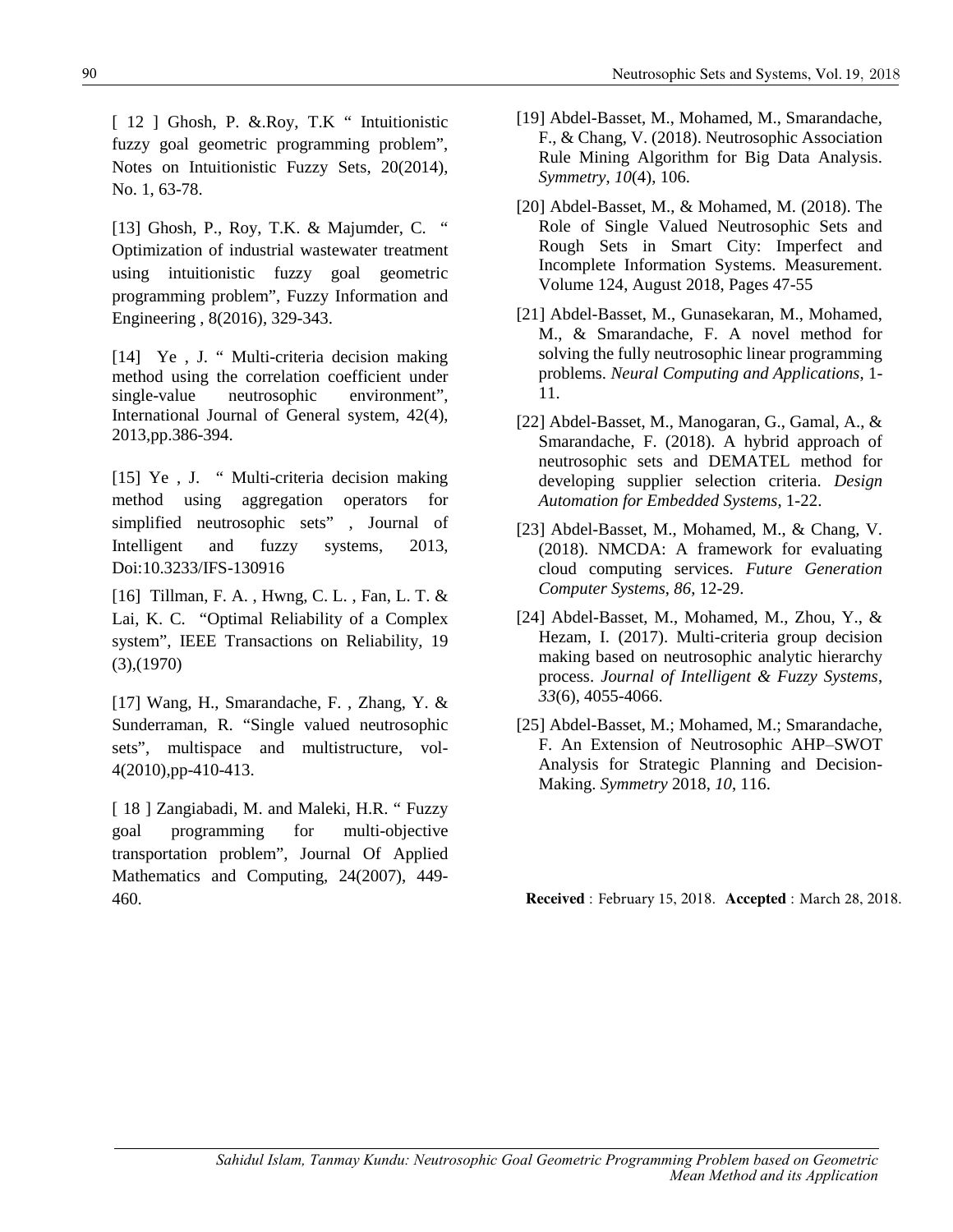[ 12 ] Ghosh, P. &.Roy, T.K " Intuitionistic fuzzy goal geometric programming problem", Notes on Intuitionistic Fuzzy Sets, 20(2014), No. 1, 63-78.

[13] Ghosh, P., Roy, T.K. & Majumder, C. " Optimization of industrial wastewater treatment using intuitionistic fuzzy goal geometric programming problem", Fuzzy Information and Engineering , 8(2016), 329-343.

[14] Ye , J. " Multi-criteria decision making method using the correlation coefficient under single-value neutrosophic environment", International Journal of General system, 42(4), 2013,pp.386-394.

[15] Ye , J. " Multi-criteria decision making method using aggregation operators for simplified neutrosophic sets" , Journal of Intelligent and fuzzy systems, 2013, Doi:10.3233/IFS-130916

[16] Tillman, F. A. , Hwng, C. L. , Fan, L. T. & Lai, K. C. "Optimal Reliability of a Complex system", IEEE Transactions on Reliability, 19 (3),(1970)

[17] Wang, H., Smarandache, F. , Zhang, Y. & Sunderraman, R. "Single valued neutrosophic sets", multispace and multistructure, vol-4(2010),pp-410-413.

[ 18 ] Zangiabadi, M. and Maleki, H.R. " Fuzzy goal programming for multi-objective transportation problem", Journal Of Applied Mathematics and Computing, 24(2007), 449-460.

[19] Abdel-Basset, M., Mohamed, M., Smarandache, F., & Chang, V. (2018). Neutrosophic Association Rule Mining Algorithm for Big Data Analysis. *Symmetry*, *10*(4), 106.

[20] Abdel-Basset, M., & Mohamed, M. (2018). The Role of Single Valued Neutrosophic Sets and Rough Sets in Smart City: Imperfect and Incomplete Information Systems. Measurement. Volume 124, August 2018, Pages 47-55

[21] Abdel-Basset, M., Gunasekaran, M., Mohamed, M., & Smarandache, F. A novel method for solving the fully neutrosophic linear programming problems. *Neural Computing and Applications*, 1-11.

[22] Abdel-Basset, M., Manogaran, G., Gamal, A., & Smarandache, F. (2018). A hybrid approach of neutrosophic sets and DEMATEL method for developing supplier selection criteria. *Design Automation for Embedded Systems*, 1-22.

[23] Abdel-Basset, M., Mohamed, M., & Chang, V. (2018). NMCDA: A framework for evaluating cloud computing services. *Future Generation Computer Systems*, *86*, 12-29.

[24] Abdel-Basset, M., Mohamed, M., Zhou, Y., & Hezam, I. (2017). Multi-criteria group decision making based on neutrosophic analytic hierarchy process. *Journal of Intelligent & Fuzzy Systems*, *33*(6), 4055-4066.

[25] Abdel-Basset, M.; Mohamed, M.; Smarandache, F. An Extension of Neutrosophic AHP–SWOT Analysis for Strategic Planning and Decision-Making. *Symmetry* 2018, *10*, 116.

**Received** : February 15, 2018. **Accepted** : March 28, 2018.